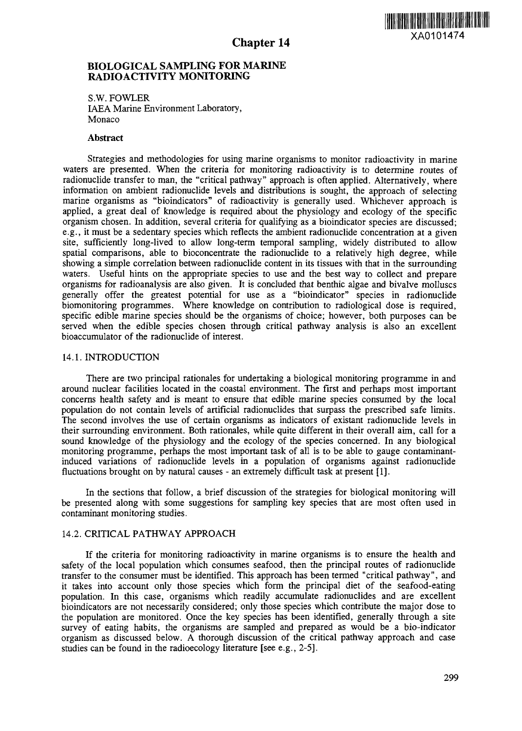# Chapter 14

## BIOLOGICAL SAMPLING FOR MARINE RADIOACTIVITY MONITORING

S.W. FOWLER
IAEA Marine Environment Laboratory,
Monaco

### Abstract

Strategies and methodologies for using marine organisms to monitor radioactivity in marine waters are presented. When the criteria for monitoring radioactivity is to determine routes of radionuclide transfer to man, the "critical pathway" approach is often applied. Alternatively, where information on ambient radionuclide levels and distributions is sought, the approach of selecting marine organisms as "bioindicators" of radioactivity is generally used. Whichever approach is applied, a great deal of knowledge is required about the physiology and ecology of the specific organism chosen. In addition, several criteria for qualifying as a bioindicator species are discussed; e.g., it must be a sedentary species which reflects the ambient radionuclide concentration at a given site, sufficiently long-lived to allow long-term temporal sampling, widely distributed to allow spatial comparisons, able to bioconcentrate the radionuclide to a relatively high degree, while showing a simple correlation between radionuclide content in its tissues with that in the surrounding waters. Useful hints on the appropriate species to use and the best way to collect and prepare organisms for radioanalysis are also given. It is concluded that benthic algae and bivalve molluscs generally offer the greatest potential for use as a "bioindicator" species in radionuclide biomonitoring programmes. Where knowledge on contribution to radiological dose is required, specific edible marine species should be the organisms of choice; however, both purposes can be served when the edible species chosen through critical pathway analysis is also an excellent bioaccumulator of the radionuclide of interest.

### 14.1. INTRODUCTION

There are two principal rationales for undertaking a biological monitoring programme in and around nuclear facilities located in the coastal environment. The first and perhaps most important concerns health safety and is meant to ensure that edible marine species consumed by the local population do not contain levels of artificial radionuclides that surpass the prescribed safe limits. The second involves the use of certain organisms as indicators of existant radionuclide levels in their surrounding environment. Both rationales, while quite different in their overall aim, call for a sound knowledge of the physiology and the ecology of the species concerned. In any biological monitoring programme, perhaps the most important task of all is to be able to gauge contaminant-induced variations of radionuclide levels in a population of organisms against radionuclide fluctuations brought on by natural causes - an extremely difficult task at present [1].

In the sections that follow, a brief discussion of the strategies for biological monitoring will be presented along with some suggestions for sampling key species that are most often used in contaminant monitoring studies.

### 14.2. CRITICAL PATHWAY APPROACH

If the criteria for monitoring radioactivity in marine organisms is to ensure the health and safety of the local population which consumes seafood, then the principal routes of radionuclide transfer to the consumer must be identified. This approach has been termed "critical pathway", and it takes into account only those species which form the principal diet of the seafood-eating population. In this case, organisms which readily accumulate radionuclides and are excellent bioindicators are not necessarily considered; only those species which contribute the major dose to the population are monitored. Once the key species has been identified, generally through a site survey of eating habits, the organisms are sampled and prepared as would be a bio-indicator organism as discussed below. A thorough discussion of the critical pathway approach and case studies can be found in the radioecology literature [see e.g., 2-5].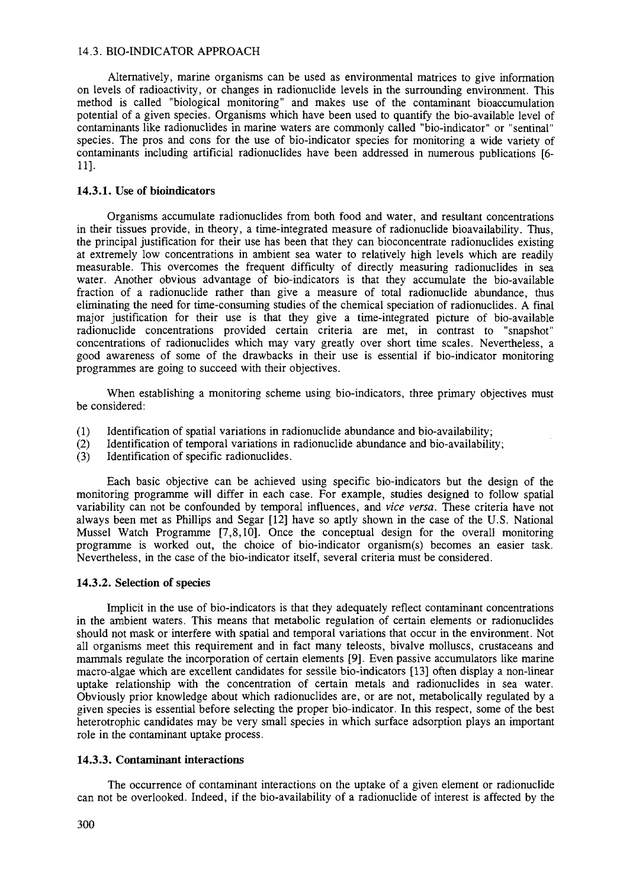## 14.3. BIO-INDICATOR APPROACH

Alternatively, marine organisms can be used as environmental matrices to give information on levels of radioactivity, or changes in radionuclide levels in the surrounding environment. This method is called "biological monitoring" and makes use of the contaminant bioaccumulation potential of a given species. Organisms which have been used to quantify the bio-available level of contaminants like radionuclides in marine waters are commonly called "bio-indicator" or "sentinal" species. The pros and cons for the use of bio-indicator species for monitoring a wide variety of contaminants including artificial radionuclides have been addressed in numerous publications [6-11].

### 14.3.1. Use of bioindicators

Organisms accumulate radionuclides from both food and water, and resultant concentrations in their tissues provide, in theory, a time-integrated measure of radionuclide bioavailability. Thus, the principal justification for their use has been that they can bioconcentrate radionuclides existing at extremely low concentrations in ambient sea water to relatively high levels which are readily measurable. This overcomes the frequent difficulty of directly measuring radionuclides in sea water. Another obvious advantage of bio-indicators is that they accumulate the bio-available fraction of a radionuclide rather than give a measure of total radionuclide abundance, thus eliminating the need for time-consuming studies of the chemical speciation of radionuclides. A final major justification for their use is that they give a time-integrated picture of bio-available radionuclide concentrations provided certain criteria are met, in contrast to "snapshot" concentrations of radionuclides which may vary greatly over short time scales. Nevertheless, a good awareness of some of the drawbacks in their use is essential if bio-indicator monitoring programmes are going to succeed with their objectives.

When establishing a monitoring scheme using bio-indicators, three primary objectives must be considered:

(1) Identification of spatial variations in radionuclide abundance and bio-availability;
(2) Identification of temporal variations in radionuclide abundance and bio-availability;
(3) Identification of specific radionuclides.

Each basic objective can be achieved using specific bio-indicators but the design of the monitoring programme will differ in each case. For example, studies designed to follow spatial variability can not be confounded by temporal influences, and *vice versa*. These criteria have not always been met as Phillips and Segar [12] have so aptly shown in the case of the U.S. National Mussel Watch Programme [7,8,10]. Once the conceptual design for the overall monitoring programme is worked out, the choice of bio-indicator organism(s) becomes an easier task. Nevertheless, in the case of the bio-indicator itself, several criteria must be considered.

### 14.3.2. Selection of species

Implicit in the use of bio-indicators is that they adequately reflect contaminant concentrations in the ambient waters. This means that metabolic regulation of certain elements or radionuclides should not mask or interfere with spatial and temporal variations that occur in the environment. Not all organisms meet this requirement and in fact many teleosts, bivalve molluscs, crustaceans and mammals regulate the incorporation of certain elements [9]. Even passive accumulators like marine macro-algae which are excellent candidates for sessile bio-indicators [13] often display a non-linear uptake relationship with the concentration of certain metals and radionuclides in sea water. Obviously prior knowledge about which radionuclides are, or are not, metabolically regulated by a given species is essential before selecting the proper bio-indicator. In this respect, some of the best heterotrophic candidates may be very small species in which surface adsorption plays an important role in the contaminant uptake process.

### 14.3.3. Contaminant interactions

The occurrence of contaminant interactions on the uptake of a given element or radionuclide can not be overlooked. Indeed, if the bio-availability of a radionuclide of interest is affected by the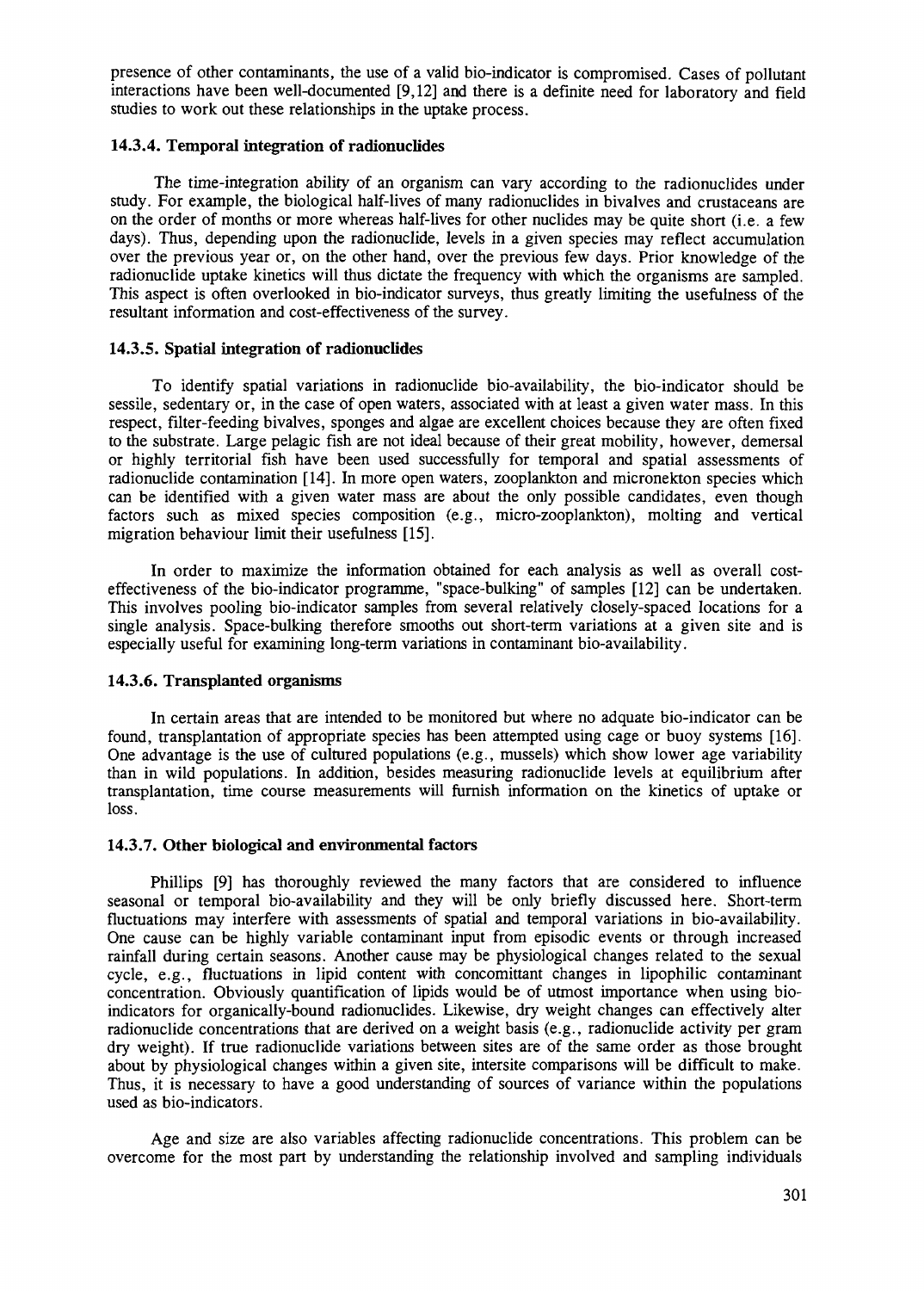presence of other contaminants, the use of a valid bio-indicator is compromised. Cases of pollutant interactions have been well-documented [9,12] and there is a definite need for laboratory and field studies to work out these relationships in the uptake process.

### 14.3.4. Temporal integration of radionuclides

The time-integration ability of an organism can vary according to the radionuclides under study. For example, the biological half-lives of many radionuclides in bivalves and crustaceans are on the order of months or more whereas half-lives for other nuclides may be quite short (i.e. a few days). Thus, depending upon the radionuclide, levels in a given species may reflect accumulation over the previous year or, on the other hand, over the previous few days. Prior knowledge of the radionuclide uptake kinetics will thus dictate the frequency with which the organisms are sampled. This aspect is often overlooked in bio-indicator surveys, thus greatly limiting the usefulness of the resultant information and cost-effectiveness of the survey.

### 14.3.5. Spatial integration of radionuclides

To identify spatial variations in radionuclide bio-availability, the bio-indicator should be sessile, sedentary or, in the case of open waters, associated with at least a given water mass. In this respect, filter-feeding bivalves, sponges and algae are excellent choices because they are often fixed to the substrate. Large pelagic fish are not ideal because of their great mobility, however, demersal or highly territorial fish have been used successfully for temporal and spatial assessments of radionuclide contamination [14]. In more open waters, zooplankton and micronekton species which can be identified with a given water mass are about the only possible candidates, even though factors such as mixed species composition (e.g., micro-zooplankton), molting and vertical migration behaviour limit their usefulness [15].

In order to maximize the information obtained for each analysis as well as overall cost-effectiveness of the bio-indicator programme, "space-bulking" of samples [12] can be undertaken. This involves pooling bio-indicator samples from several relatively closely-spaced locations for a single analysis. Space-bulking therefore smooths out short-term variations at a given site and is especially useful for examining long-term variations in contaminant bio-availability.

### 14.3.6. Transplanted organisms

In certain areas that are intended to be monitored but where no adquate bio-indicator can be found, transplantation of appropriate species has been attempted using cage or buoy systems [16]. One advantage is the use of cultured populations (e.g., mussels) which show lower age variability than in wild populations. In addition, besides measuring radionuclide levels at equilibrium after transplantation, time course measurements will furnish information on the kinetics of uptake or loss.

### 14.3.7. Other biological and environmental factors

Phillips [9] has thoroughly reviewed the many factors that are considered to influence seasonal or temporal bio-availability and they will be only briefly discussed here. Short-term fluctuations may interfere with assessments of spatial and temporal variations in bio-availability. One cause can be highly variable contaminant input from episodic events or through increased rainfall during certain seasons. Another cause may be physiological changes related to the sexual cycle, e.g., fluctuations in lipid content with concomittant changes in lipophilic contaminant concentration. Obviously quantification of lipids would be of utmost importance when using bio-indicators for organically-bound radionuclides. Likewise, dry weight changes can effectively alter radionuclide concentrations that are derived on a weight basis (e.g., radionuclide activity per gram dry weight). If true radionuclide variations between sites are of the same order as those brought about by physiological changes within a given site, intersite comparisons will be difficult to make. Thus, it is necessary to have a good understanding of sources of variance within the populations used as bio-indicators.

Age and size are also variables affecting radionuclide concentrations. This problem can be overcome for the most part by understanding the relationship involved and sampling individuals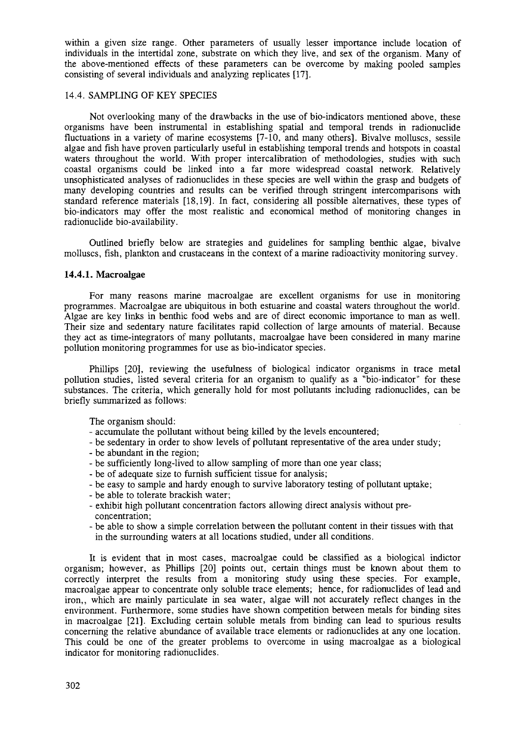within a given size range. Other parameters of usually lesser importance include location of individuals in the intertidal zone, substrate on which they live, and sex of the organism. Many of the above-mentioned effects of these parameters can be overcome by making pooled samples consisting of several individuals and analyzing replicates [17].

## 14.4. SAMPLING OF KEY SPECIES

Not overlooking many of the drawbacks in the use of bio-indicators mentioned above, these organisms have been instrumental in establishing spatial and temporal trends in radionuclide fluctuations in a variety of marine ecosystems [7-10, and many others]. Bivalve molluscs, sessile algae and fish have proven particularly useful in establishing temporal trends and hotspots in coastal waters throughout the world. With proper intercalibration of methodologies, studies with such coastal organisms could be linked into a far more widespread coastal network. Relatively unsophisticated analyses of radionuclides in these species are well within the grasp and budgets of many developing countries and results can be verified through stringent intercomparisons with standard reference materials [18,19]. In fact, considering all possible alternatives, these types of bio-indicators may offer the most realistic and economical method of monitoring changes in radionuclide bio-availability.

Outlined briefly below are strategies and guidelines for sampling benthic algae, bivalve molluscs, fish, plankton and crustaceans in the context of a marine radioactivity monitoring survey.

### 14.4.1. Macroalgae

For many reasons marine macroalgae are excellent organisms for use in monitoring programmes. Macroalgae are ubiquitous in both estuarine and coastal waters throughout the world. Algae are key links in benthic food webs and are of direct economic importance to man as well. Their size and sedentary nature facilitates rapid collection of large amounts of material. Because they act as time-integrators of many pollutants, macroalgae have been considered in many marine pollution monitoring programmes for use as bio-indicator species.

Phillips [20], reviewing the usefulness of biological indicator organisms in trace metal pollution studies, listed several criteria for an organism to qualify as a "bio-indicator" for these substances. The criteria, which generally hold for most pollutants including radionuclides, can be briefly summarized as follows:

The organism should:
- accumulate the pollutant without being killed by the levels encountered;
- be sedentary in order to show levels of pollutant representative of the area under study;
- be abundant in the region;
- be sufficiently long-lived to allow sampling of more than one year class;
- be of adequate size to furnish sufficient tissue for analysis;
- be easy to sample and hardy enough to survive laboratory testing of pollutant uptake;
- be able to tolerate brackish water;
- exhibit high pollutant concentration factors allowing direct analysis without pre-concentration;
- be able to show a simple correlation between the pollutant content in their tissues with that in the surrounding waters at all locations studied, under all conditions.

It is evident that in most cases, macroalgae could be classified as a biological indictor organism; however, as Phillips [20] points out, certain things must be known about them to correctly interpret the results from a monitoring study using these species. For example, macroalgae appear to concentrate only soluble trace elements; hence, for radionuclides of lead and iron,, which are mainly particulate in sea water, algae will not accurately reflect changes in the environment. Furthermore, some studies have shown competition between metals for binding sites in macroalgae [21]. Excluding certain soluble metals from binding can lead to spurious results concerning the relative abundance of available trace elements or radionuclides at any one location. This could be one of the greater problems to overcome in using macroalgae as a biological indicator for monitoring radionuclides.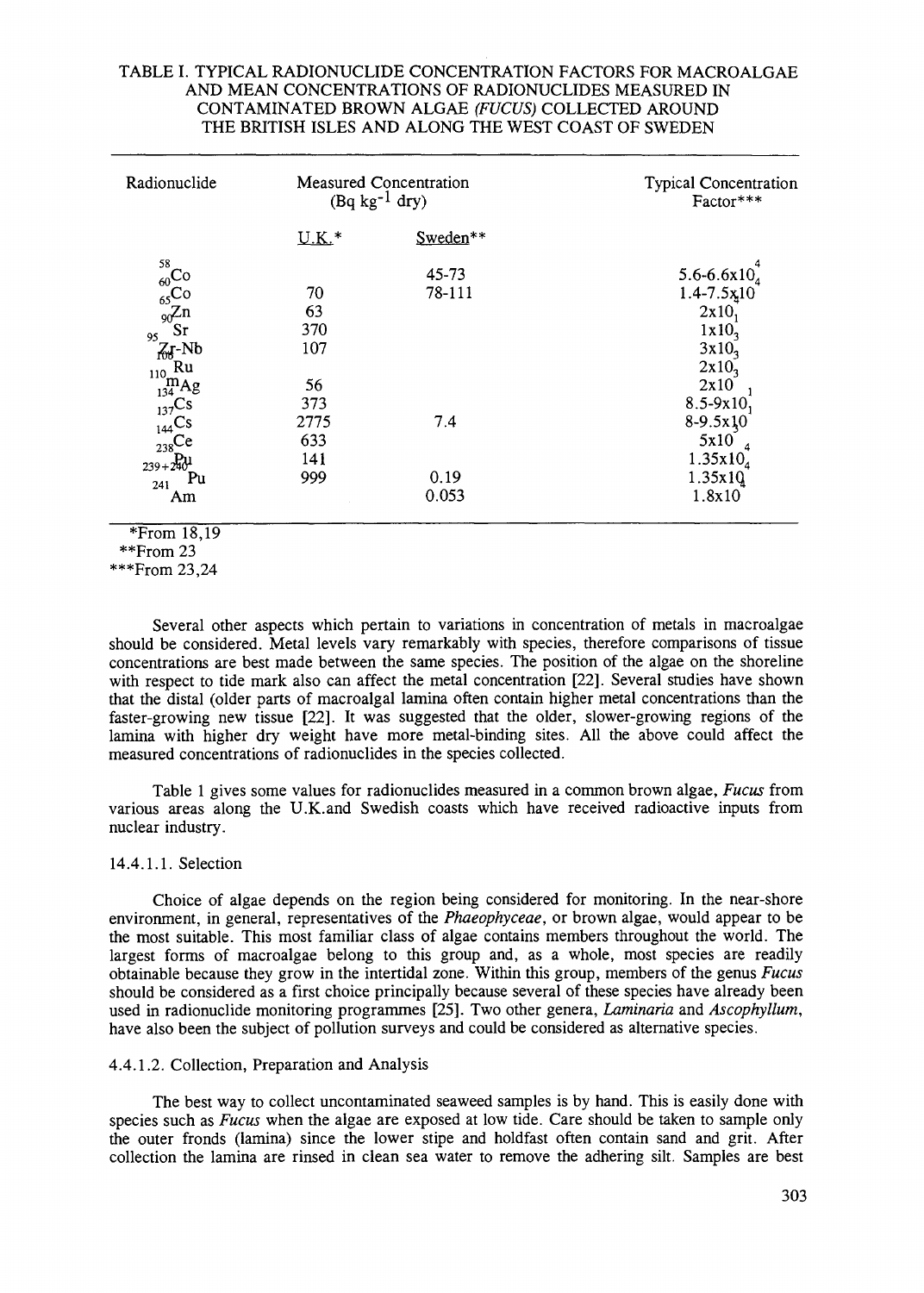TABLE I. TYPICAL RADIONUCLIDE CONCENTRATION FACTORS FOR MACROALGAE AND MEAN CONCENTRATIONS OF RADIONUCLIDES MEASURED IN CONTAMINATED BROWN ALGAE (*FUCUS*) COLLECTED AROUND THE BRITISH ISLES AND ALONG THE WEST COAST OF SWEDEN

| Radionuclide | Measured Concentration ($Bq\ kg^{-1}$ dry) | | Typical Concentration Factor*** |
|---|---|---|---|
| | U.K.* | Sweden** | |
| $^{58}Co$ | | 45-73 | $5.6\text{-}6.6 \times 10^{4}$ |
| $^{60}Co$ | 70 | 78-111 | $1.4\text{-}7.5 \times 10^{4}$ |
| $^{65}Zn$ | 63 | | $2 \times 10^{3}$ |
| $^{90}Sr$ | 370 | | $1 \times 10^{1}$ |
| $^{95}Zr\text{-}Nb$ | 107 | | $3 \times 10^{3}$ |
| $^{106}Ru$ | | | $2 \times 10^{3}$ |
| $^{110m}Ag$ | 56 | | $2 \times 10^{3}$ |
| $^{134}Cs$ | 373 | | $8.5\text{-}9 \times 10^{1}$ |
| $^{137}Cs$ | 2775 | 7.4 | $8\text{-}9.5 \times 10^{1}$ |
| $^{144}Ce$ | 633 | | $5 \times 10^{3}$ |
| $^{238}Pu$ | 141 | | $1.35 \times 10^{4}$ |
| $^{239+240}Pu$ | 999 | 0.19 | $1.35 \times 10^{4}$ |
| $^{241}Am$ | | 0.053 | $1.8 \times 10^{4}$ |

*From 18,19
**From 23
***From 23,24

Several other aspects which pertain to variations in concentration of metals in macroalgae should be considered. Metal levels vary remarkably with species, therefore comparisons of tissue concentrations are best made between the same species. The position of the algae on the shoreline with respect to tide mark also can affect the metal concentration [22]. Several studies have shown that the distal (older parts of macroalgal lamina often contain higher metal concentrations than the faster-growing new tissue [22]. It was suggested that the older, slower-growing regions of the lamina with higher dry weight have more metal-binding sites. All the above could affect the measured concentrations of radionuclides in the species collected.

Table 1 gives some values for radionuclides measured in a common brown algae, *Fucus* from various areas along the U.K.and Swedish coasts which have received radioactive inputs from nuclear industry.

#### 14.4.1.1. Selection

Choice of algae depends on the region being considered for monitoring. In the near-shore environment, in general, representatives of the *Phaeophyceae*, or brown algae, would appear to be the most suitable. This most familiar class of algae contains members throughout the world. The largest forms of macroalgae belong to this group and, as a whole, most species are readily obtainable because they grow in the intertidal zone. Within this group, members of the genus *Fucus* should be considered as a first choice principally because several of these species have already been used in radionuclide monitoring programmes [25]. Two other genera, *Laminaria* and *Ascophyllum*, have also been the subject of pollution surveys and could be considered as alternative species.

#### 4.4.1.2. Collection, Preparation and Analysis

The best way to collect uncontaminated seaweed samples is by hand. This is easily done with species such as *Fucus* when the algae are exposed at low tide. Care should be taken to sample only the outer fronds (lamina) since the lower stipe and holdfast often contain sand and grit. After collection the lamina are rinsed in clean sea water to remove the adhering silt. Samples are best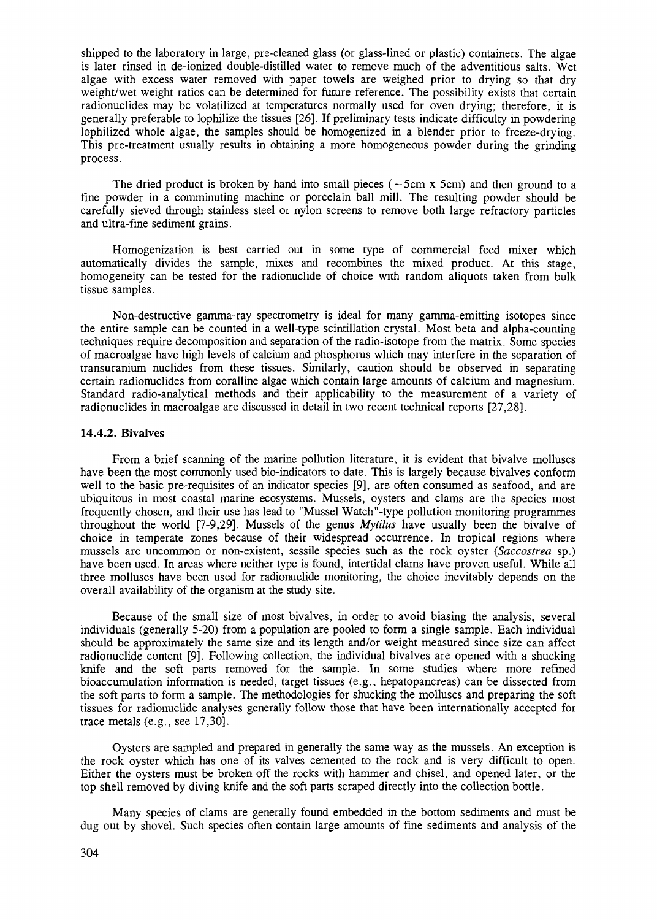shipped to the laboratory in large, pre-cleaned glass (or glass-lined or plastic) containers. The algae is later rinsed in de-ionized double-distilled water to remove much of the adventitious salts. Wet algae with excess water removed with paper towels are weighed prior to drying so that dry weight/wet weight ratios can be determined for future reference. The possibility exists that certain radionuclides may be volatilized at temperatures normally used for oven drying; therefore, it is generally preferable to lophilize the tissues [26]. If preliminary tests indicate difficulty in powdering lophilized whole algae, the samples should be homogenized in a blender prior to freeze-drying. This pre-treatment usually results in obtaining a more homogeneous powder during the grinding process.

The dried product is broken by hand into small pieces (~5cm x 5cm) and then ground to a fine powder in a comminuting machine or porcelain ball mill. The resulting powder should be carefully sieved through stainless steel or nylon screens to remove both large refractory particles and ultra-fine sediment grains.

Homogenization is best carried out in some type of commercial feed mixer which automatically divides the sample, mixes and recombines the mixed product. At this stage, homogeneity can be tested for the radionuclide of choice with random aliquots taken from bulk tissue samples.

Non-destructive gamma-ray spectrometry is ideal for many gamma-emitting isotopes since the entire sample can be counted in a well-type scintillation crystal. Most beta and alpha-counting techniques require decomposition and separation of the radio-isotope from the matrix. Some species of macroalgae have high levels of calcium and phosphorus which may interfere in the separation of transuranium nuclides from these tissues. Similarly, caution should be observed in separating certain radionuclides from coralline algae which contain large amounts of calcium and magnesium. Standard radio-analytical methods and their applicability to the measurement of a variety of radionuclides in macroalgae are discussed in detail in two recent technical reports [27,28].

### 14.4.2. Bivalves

From a brief scanning of the marine pollution literature, it is evident that bivalve molluscs have been the most commonly used bio-indicators to date. This is largely because bivalves conform well to the basic pre-requisites of an indicator species [9], are often consumed as seafood, and are ubiquitous in most coastal marine ecosystems. Mussels, oysters and clams are the species most frequently chosen, and their use has lead to "Mussel Watch"-type pollution monitoring programmes throughout the world [7-9,29]. Mussels of the genus *Mytilus* have usually been the bivalve of choice in temperate zones because of their widespread occurrence. In tropical regions where mussels are uncommon or non-existent, sessile species such as the rock oyster (*Saccostrea* sp.) have been used. In areas where neither type is found, intertidal clams have proven useful. While all three molluscs have been used for radionuclide monitoring, the choice inevitably depends on the overall availability of the organism at the study site.

Because of the small size of most bivalves, in order to avoid biasing the analysis, several individuals (generally 5-20) from a population are pooled to form a single sample. Each individual should be approximately the same size and its length and/or weight measured since size can affect radionuclide content [9]. Following collection, the individual bivalves are opened with a shucking knife and the soft parts removed for the sample. In some studies where more refined bioaccumulation information is needed, target tissues (e.g., hepatopancreas) can be dissected from the soft parts to form a sample. The methodologies for shucking the molluscs and preparing the soft tissues for radionuclide analyses generally follow those that have been internationally accepted for trace metals (e.g., see 17,30].

Oysters are sampled and prepared in generally the same way as the mussels. An exception is the rock oyster which has one of its valves cemented to the rock and is very difficult to open. Either the oysters must be broken off the rocks with hammer and chisel, and opened later, or the top shell removed by diving knife and the soft parts scraped directly into the collection bottle.

Many species of clams are generally found embedded in the bottom sediments and must be dug out by shovel. Such species often contain large amounts of fine sediments and analysis of the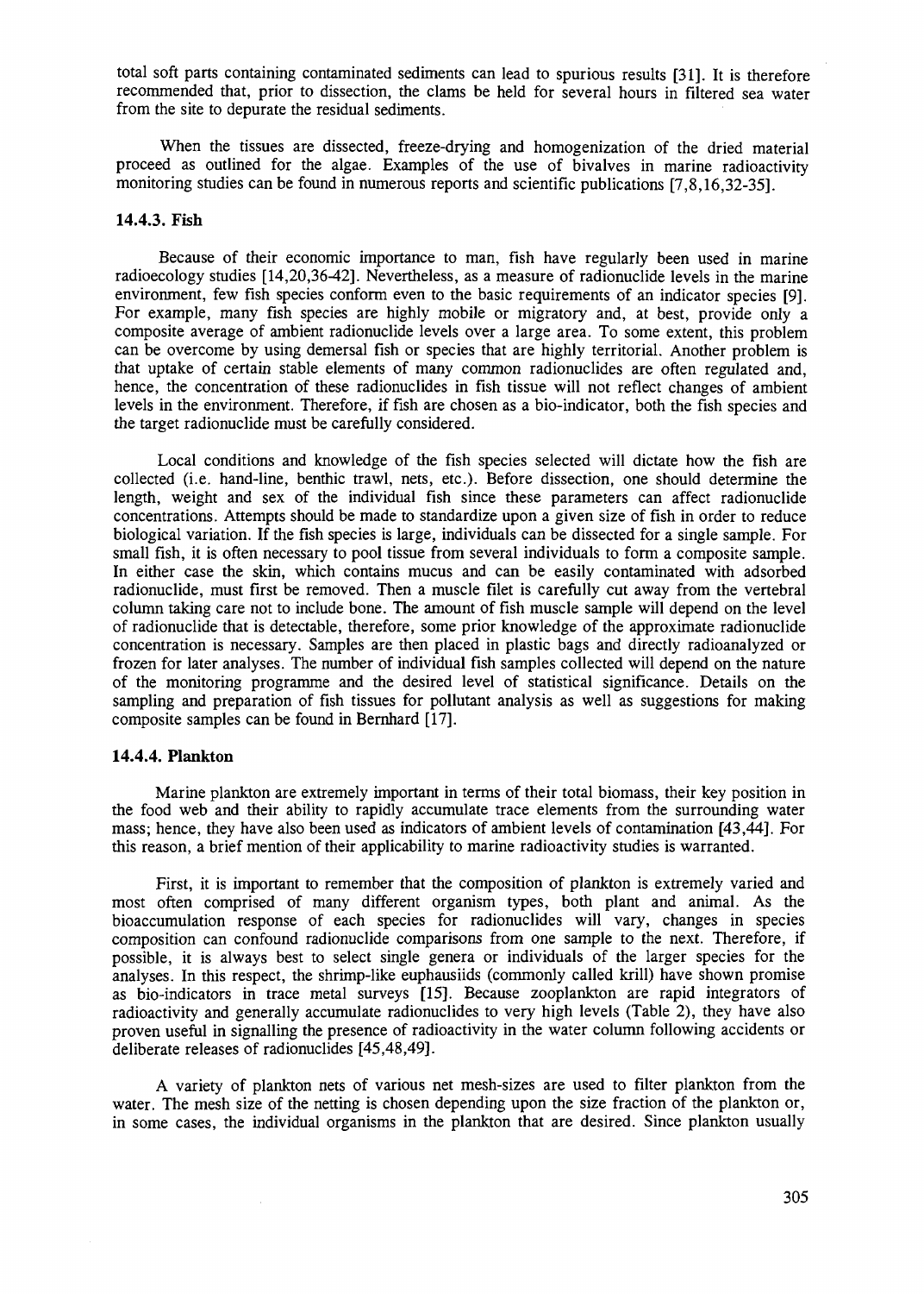total soft parts containing contaminated sediments can lead to spurious results [31]. It is therefore recommended that, prior to dissection, the clams be held for several hours in filtered sea water from the site to depurate the residual sediments.

When the tissues are dissected, freeze-drying and homogenization of the dried material proceed as outlined for the algae. Examples of the use of bivalves in marine radioactivity monitoring studies can be found in numerous reports and scientific publications [7,8,16,32-35].

### 14.4.3. Fish

Because of their economic importance to man, fish have regularly been used in marine radioecology studies [14,20,36-42]. Nevertheless, as a measure of radionuclide levels in the marine environment, few fish species conform even to the basic requirements of an indicator species [9]. For example, many fish species are highly mobile or migratory and, at best, provide only a composite average of ambient radionuclide levels over a large area. To some extent, this problem can be overcome by using demersal fish or species that are highly territorial. Another problem is that uptake of certain stable elements of many common radionuclides are often regulated and, hence, the concentration of these radionuclides in fish tissue will not reflect changes of ambient levels in the environment. Therefore, if fish are chosen as a bio-indicator, both the fish species and the target radionuclide must be carefully considered.

Local conditions and knowledge of the fish species selected will dictate how the fish are collected (i.e. hand-line, benthic trawl, nets, etc.). Before dissection, one should determine the length, weight and sex of the individual fish since these parameters can affect radionuclide concentrations. Attempts should be made to standardize upon a given size of fish in order to reduce biological variation. If the fish species is large, individuals can be dissected for a single sample. For small fish, it is often necessary to pool tissue from several individuals to form a composite sample. In either case the skin, which contains mucus and can be easily contaminated with adsorbed radionuclide, must first be removed. Then a muscle filet is carefully cut away from the vertebral column taking care not to include bone. The amount of fish muscle sample will depend on the level of radionuclide that is detectable, therefore, some prior knowledge of the approximate radionuclide concentration is necessary. Samples are then placed in plastic bags and directly radioanalyzed or frozen for later analyses. The number of individual fish samples collected will depend on the nature of the monitoring programme and the desired level of statistical significance. Details on the sampling and preparation of fish tissues for pollutant analysis as well as suggestions for making composite samples can be found in Bernhard [17].

### 14.4.4. Plankton

Marine plankton are extremely important in terms of their total biomass, their key position in the food web and their ability to rapidly accumulate trace elements from the surrounding water mass; hence, they have also been used as indicators of ambient levels of contamination [43,44]. For this reason, a brief mention of their applicability to marine radioactivity studies is warranted.

First, it is important to remember that the composition of plankton is extremely varied and most often comprised of many different organism types, both plant and animal. As the bioaccumulation response of each species for radionuclides will vary, changes in species composition can confound radionuclide comparisons from one sample to the next. Therefore, if possible, it is always best to select single genera or individuals of the larger species for the analyses. In this respect, the shrimp-like euphausiids (commonly called krill) have shown promise as bio-indicators in trace metal surveys [15]. Because zooplankton are rapid integrators of radioactivity and generally accumulate radionuclides to very high levels (Table 2), they have also proven useful in signalling the presence of radioactivity in the water column following accidents or deliberate releases of radionuclides [45,48,49].

A variety of plankton nets of various net mesh-sizes are used to filter plankton from the water. The mesh size of the netting is chosen depending upon the size fraction of the plankton or, in some cases, the individual organisms in the plankton that are desired. Since plankton usually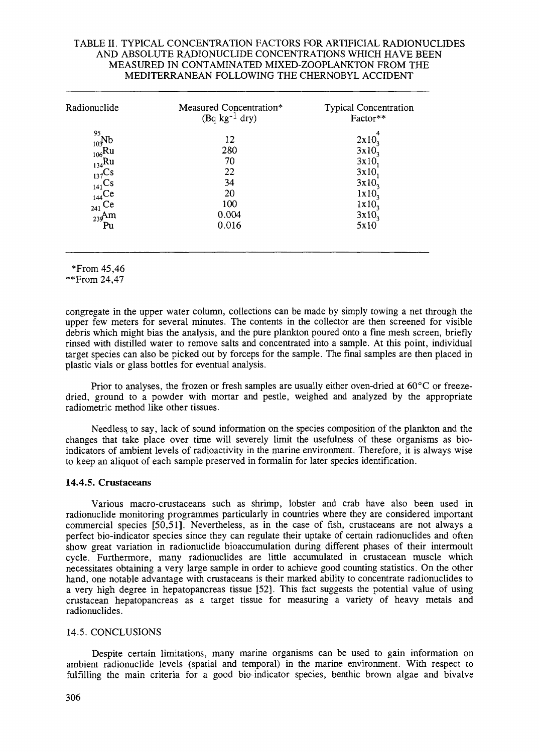TABLE II. TYPICAL CONCENTRATION FACTORS FOR ARTIFICIAL RADIONUCLIDES AND ABSOLUTE RADIONUCLIDE CONCENTRATIONS WHICH HAVE BEEN MEASURED IN CONTAMINATED MIXED-ZOOPLANKTON FROM THE MEDITERRANEAN FOLLOWING THE CHERNOBYL ACCIDENT

| Radionuclide | Measured Concentration* ($Bq\ kg^{-1}$ dry) | Typical Concentration Factor** |
|---|---|---|
| $^{95}Nb$ | 12 | $2x10^4$ |
| $^{103}Ru$ | 280 | $3x10^3$ |
| $^{106}Ru$ | 70 | $3x10^3$ |
| $^{134}Cs$ | 22 | $3x10^1$ |
| $^{137}Cs$ | 34 | $3x10^1$ |
| $^{141}Ce$ | 20 | $1x10^3$ |
| $^{144}Ce$ | 100 | $1x10^3$ |
| $^{241}Am$ | 0.004 | $3x10^3$ |
| $^{239}Pu$ | 0.016 | $5x10^3$ |

*From 45,46
**From 24,47

congregate in the upper water column, collections can be made by simply towing a net through the upper few meters for several minutes. The contents in the collector are then screened for visible debris which might bias the analysis, and the pure plankton poured onto a fine mesh screen, briefly rinsed with distilled water to remove salts and concentrated into a sample. At this point, individual target species can also be picked out by forceps for the sample. The final samples are then placed in plastic vials or glass bottles for eventual analysis.

Prior to analyses, the frozen or fresh samples are usually either oven-dried at 60°C or freeze-dried, ground to a powder with mortar and pestle, weighed and analyzed by the appropriate radiometric method like other tissues.

Needless to say, lack of sound information on the species composition of the plankton and the changes that take place over time will severely limit the usefulness of these organisms as bio-indicators of ambient levels of radioactivity in the marine environment. Therefore, it is always wise to keep an aliquot of each sample preserved in formalin for later species identification.

### 14.4.5. Crustaceans

Various macro-crustaceans such as shrimp, lobster and crab have also been used in radionuclide monitoring programmes particularly in countries where they are considered important commercial species [50,51]. Nevertheless, as in the case of fish, crustaceans are not always a perfect bio-indicator species since they can regulate their uptake of certain radionuclides and often show great variation in radionuclide bioaccumulation during different phases of their intermoult cycle. Furthermore, many radionuclides are little accumulated in crustacean muscle which necessitates obtaining a very large sample in order to achieve good counting statistics. On the other hand, one notable advantage with crustaceans is their marked ability to concentrate radionuclides to a very high degree in hepatopancreas tissue [52]. This fact suggests the potential value of using crustacean hepatopancreas as a target tissue for measuring a variety of heavy metals and radionuclides.

## 14.5. CONCLUSIONS

Despite certain limitations, many marine organisms can be used to gain information on ambient radionuclide levels (spatial and temporal) in the marine environment. With respect to fulfilling the main criteria for a good bio-indicator species, benthic brown algae and bivalve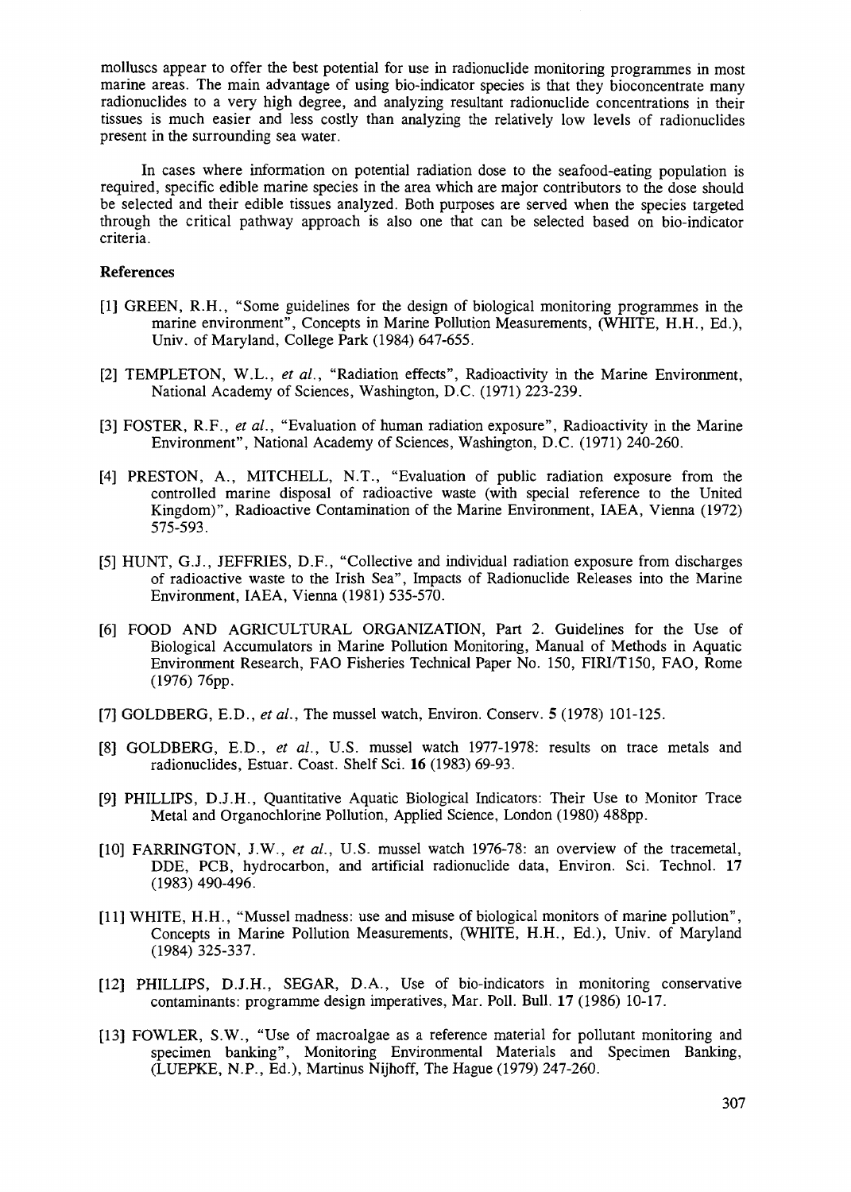molluscs appear to offer the best potential for use in radionuclide monitoring programmes in most marine areas. The main advantage of using bio-indicator species is that they bioconcentrate many radionuclides to a very high degree, and analyzing resultant radionuclide concentrations in their tissues is much easier and less costly than analyzing the relatively low levels of radionuclides present in the surrounding sea water.

In cases where information on potential radiation dose to the seafood-eating population is required, specific edible marine species in the area which are major contributors to the dose should be selected and their edible tissues analyzed. Both purposes are served when the species targeted through the critical pathway approach is also one that can be selected based on bio-indicator criteria.

**References**

[1] GREEN, R.H., "Some guidelines for the design of biological monitoring programmes in the marine environment", Concepts in Marine Pollution Measurements, (WHITE, H.H., Ed.), Univ. of Maryland, College Park (1984) 647-655.

[2] TEMPLETON, W.L., *et al.*, "Radiation effects", Radioactivity in the Marine Environment, National Academy of Sciences, Washington, D.C. (1971) 223-239.

[3] FOSTER, R.F., *et al.*, "Evaluation of human radiation exposure", Radioactivity in the Marine Environment", National Academy of Sciences, Washington, D.C. (1971) 240-260.

[4] PRESTON, A., MITCHELL, N.T., "Evaluation of public radiation exposure from the controlled marine disposal of radioactive waste (with special reference to the United Kingdom)", Radioactive Contamination of the Marine Environment, IAEA, Vienna (1972) 575-593.

[5] HUNT, G.J., JEFFRIES, D.F., "Collective and individual radiation exposure from discharges of radioactive waste to the Irish Sea", Impacts of Radionuclide Releases into the Marine Environment, IAEA, Vienna (1981) 535-570.

[6] FOOD AND AGRICULTURAL ORGANIZATION, Part 2. Guidelines for the Use of Biological Accumulators in Marine Pollution Monitoring, Manual of Methods in Aquatic Environment Research, FAO Fisheries Technical Paper No. 150, FIRI/T150, FAO, Rome (1976) 76pp.

[7] GOLDBERG, E.D., *et al.*, The mussel watch, Environ. Conserv. **5** (1978) 101-125.

[8] GOLDBERG, E.D., *et al.*, U.S. mussel watch 1977-1978: results on trace metals and radionuclides, Estuar. Coast. Shelf Sci. **16** (1983) 69-93.

[9] PHILLIPS, D.J.H., Quantitative Aquatic Biological Indicators: Their Use to Monitor Trace Metal and Organochlorine Pollution, Applied Science, London (1980) 488pp.

[10] FARRINGTON, J.W., *et al.*, U.S. mussel watch 1976-78: an overview of the tracemetal, DDE, PCB, hydrocarbon, and artificial radionuclide data, Environ. Sci. Technol. **17** (1983) 490-496.

[11] WHITE, H.H., "Mussel madness: use and misuse of biological monitors of marine pollution", Concepts in Marine Pollution Measurements, (WHITE, H.H., Ed.), Univ. of Maryland (1984) 325-337.

[12] PHILLIPS, D.J.H., SEGAR, D.A., Use of bio-indicators in monitoring conservative contaminants: programme design imperatives, Mar. Poll. Bull. **17** (1986) 10-17.

[13] FOWLER, S.W., "Use of macroalgae as a reference material for pollutant monitoring and specimen banking", Monitoring Environmental Materials and Specimen Banking, (LUEPKE, N.P., Ed.), Martinus Nijhoff, The Hague (1979) 247-260.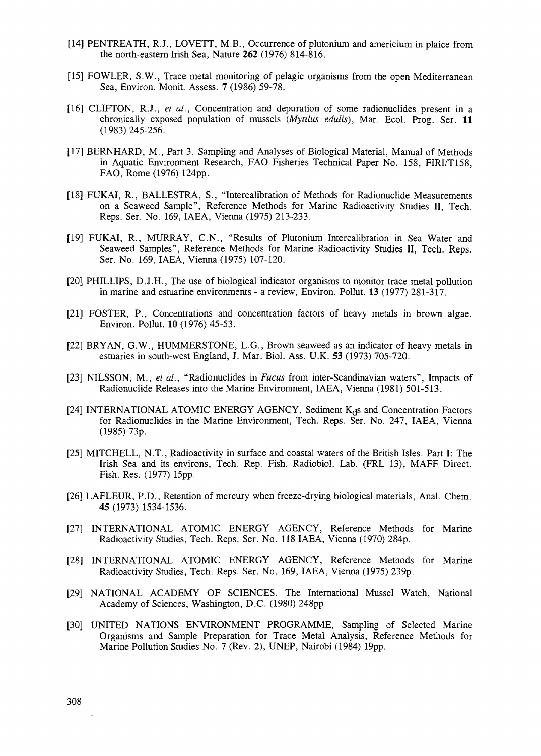[14] PENTREATH, R.J., LOVETT, M.B., Occurrence of plutonium and americium in plaice from the north-eastern Irish Sea, Nature **262** (1976) 814-816.

[15] FOWLER, S.W., Trace metal monitoring of pelagic organisms from the open Mediterranean Sea, Environ. Monit. Assess. **7** (1986) 59-78.

[16] CLIFTON, R.J., *et al.*, Concentration and depuration of some radionuclides present in a chronically exposed population of mussels (*Mytilus edulis*), Mar. Ecol. Prog. Ser. **11** (1983) 245-256.

[17] BERNHARD, M., Part 3. Sampling and Analyses of Biological Material, Manual of Methods in Aquatic Environment Research, FAO Fisheries Technical Paper No. 158, FIRI/T158, FAO, Rome (1976) 124pp.

[18] FUKAI, R., BALLESTRA, S., "Intercalibration of Methods for Radionuclide Measurements on a Seaweed Sample", Reference Methods for Marine Radioactivity Studies II, Tech. Reps. Ser. No. 169, IAEA, Vienna (1975) 213-233.

[19] FUKAI, R., MURRAY, C.N., "Results of Plutonium Intercalibration in Sea Water and Seaweed Samples", Reference Methods for Marine Radioactivity Studies II, Tech. Reps. Ser. No. 169, IAEA, Vienna (1975) 107-120.

[20] PHILLIPS, D.J.H., The use of biological indicator organisms to monitor trace metal pollution in marine and estuarine environments - a review, Environ. Pollut. **13** (1977) 281-317.

[21] FOSTER, P., Concentrations and concentration factors of heavy metals in brown algae. Environ. Pollut. **10** (1976) 45-53.

[22] BRYAN, G.W., HUMMERSTONE, L.G., Brown seaweed as an indicator of heavy metals in estuaries in south-west England, J. Mar. Biol. Ass. U.K. **53** (1973) 705-720.

[23] NILSSON, M., *et al.*, "Radionuclides in *Fucus* from inter-Scandinavian waters", Impacts of Radionuclide Releases into the Marine Environment, IAEA, Vienna (1981) 501-513.

[24] INTERNATIONAL ATOMIC ENERGY AGENCY, Sediment $K_d$s and Concentration Factors for Radionuclides in the Marine Environment, Tech. Reps. Ser. No. 247, IAEA, Vienna (1985) 73p.

[25] MITCHELL, N.T., Radioactivity in surface and coastal waters of the British Isles. Part I: The Irish Sea and its environs, Tech. Rep. Fish. Radiobiol. Lab. (FRL 13), MAFF Direct. Fish. Res. (1977) 15pp.

[26] LAFLEUR, P.D., Retention of mercury when freeze-drying biological materials, Anal. Chem. **45** (1973) 1534-1536.

[27] INTERNATIONAL ATOMIC ENERGY AGENCY, Reference Methods for Marine Radioactivity Studies, Tech. Reps. Ser. No. 118 IAEA, Vienna (1970) 284p.

[28] INTERNATIONAL ATOMIC ENERGY AGENCY, Reference Methods for Marine Radioactivity Studies, Tech. Reps. Ser. No. 169, IAEA, Vienna (1975) 239p.

[29] NATIONAL ACADEMY OF SCIENCES, The International Mussel Watch, National Academy of Sciences, Washington, D.C. (1980) 248pp.

[30] UNITED NATIONS ENVIRONMENT PROGRAMME, Sampling of Selected Marine Organisms and Sample Preparation for Trace Metal Analysis, Reference Methods for Marine Pollution Studies No. 7 (Rev. 2), UNEP, Nairobi (1984) 19pp.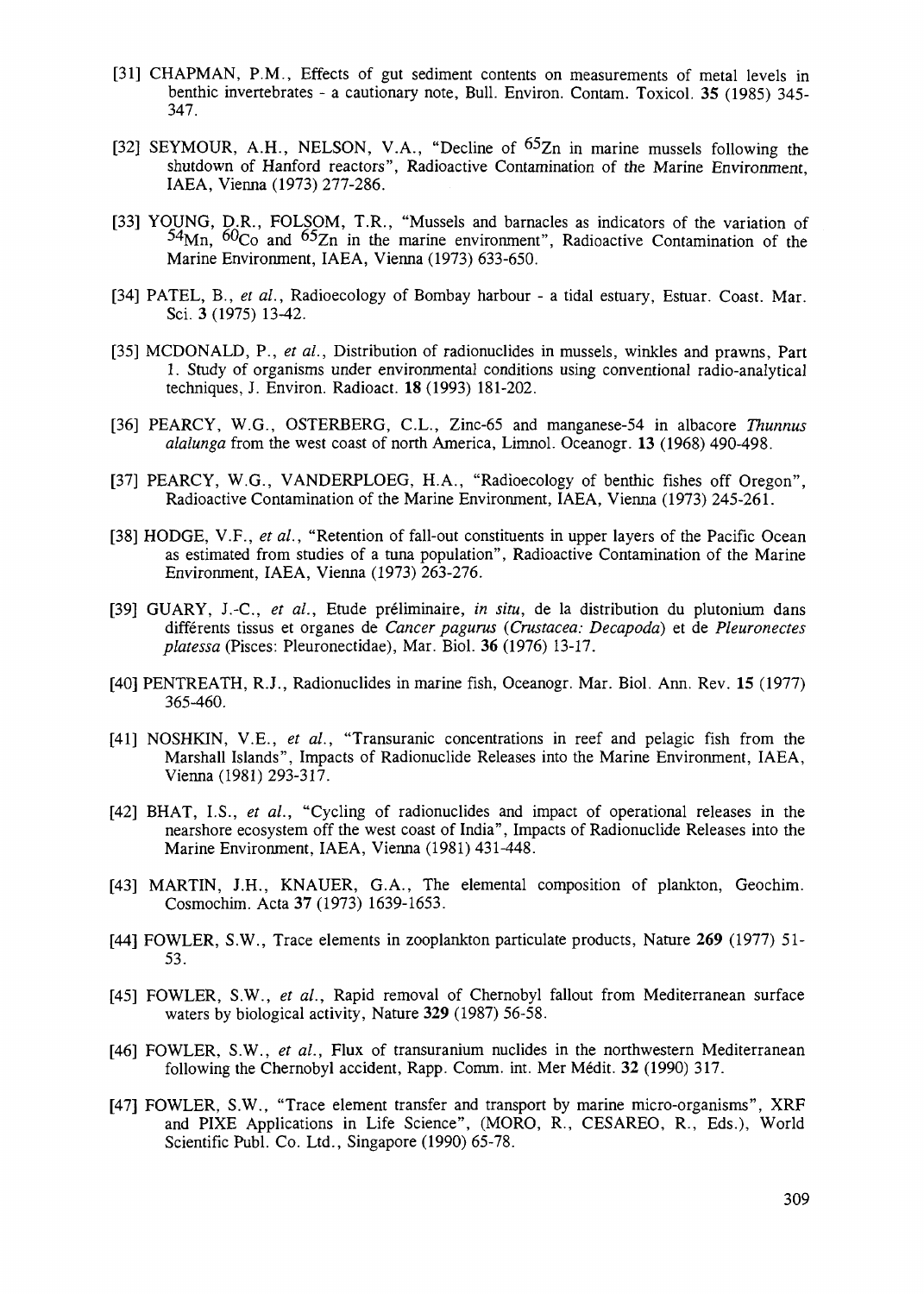[31] CHAPMAN, P.M., Effects of gut sediment contents on measurements of metal levels in benthic invertebrates - a cautionary note, Bull. Environ. Contam. Toxicol. **35** (1985) 345-347.

[32] SEYMOUR, A.H., NELSON, V.A., "Decline of $^{65}Zn$ in marine mussels following the shutdown of Hanford reactors", Radioactive Contamination of the Marine Environment, IAEA, Vienna (1973) 277-286.

[33] YOUNG, D.R., FOLSOM, T.R., "Mussels and barnacles as indicators of the variation of $^{54}Mn$, $^{60}Co$ and $^{65}Zn$ in the marine environment", Radioactive Contamination of the Marine Environment, IAEA, Vienna (1973) 633-650.

[34] PATEL, B., *et al.*, Radioecology of Bombay harbour - a tidal estuary, Estuar. Coast. Mar. Sci. **3** (1975) 13-42.

[35] MCDONALD, P., *et al.*, Distribution of radionuclides in mussels, winkles and prawns, Part 1. Study of organisms under environmental conditions using conventional radio-analytical techniques, J. Environ. Radioact. **18** (1993) 181-202.

[36] PEARCY, W.G., OSTERBERG, C.L., Zinc-65 and manganese-54 in albacore *Thunnus alalunga* from the west coast of north America, Limnol. Oceanogr. **13** (1968) 490-498.

[37] PEARCY, W.G., VANDERPLOEG, H.A., "Radioecology of benthic fishes off Oregon", Radioactive Contamination of the Marine Environment, IAEA, Vienna (1973) 245-261.

[38] HODGE, V.F., *et al.*, "Retention of fall-out constituents in upper layers of the Pacific Ocean as estimated from studies of a tuna population", Radioactive Contamination of the Marine Environment, IAEA, Vienna (1973) 263-276.

[39] GUARY, J.-C., *et al.*, Etude préliminaire, *in situ*, de la distribution du plutonium dans différents tissus et organes de *Cancer pagurus* (*Crustacea: Decapoda*) et de *Pleuronectes platessa* (Pisces: Pleuronectidae), Mar. Biol. **36** (1976) 13-17.

[40] PENTREATH, R.J., Radionuclides in marine fish, Oceanogr. Mar. Biol. Ann. Rev. **15** (1977) 365-460.

[41] NOSHKIN, V.E., *et al.*, "Transuranic concentrations in reef and pelagic fish from the Marshall Islands", Impacts of Radionuclide Releases into the Marine Environment, IAEA, Vienna (1981) 293-317.

[42] BHAT, I.S., *et al.*, "Cycling of radionuclides and impact of operational releases in the nearshore ecosystem off the west coast of India", Impacts of Radionuclide Releases into the Marine Environment, IAEA, Vienna (1981) 431-448.

[43] MARTIN, J.H., KNAUER, G.A., The elemental composition of plankton, Geochim. Cosmochim. Acta **37** (1973) 1639-1653.

[44] FOWLER, S.W., Trace elements in zooplankton particulate products, Nature **269** (1977) 51-53.

[45] FOWLER, S.W., *et al.*, Rapid removal of Chernobyl fallout from Mediterranean surface waters by biological activity, Nature **329** (1987) 56-58.

[46] FOWLER, S.W., *et al.*, Flux of transuranium nuclides in the northwestern Mediterranean following the Chernobyl accident, Rapp. Comm. int. Mer Médit. **32** (1990) 317.

[47] FOWLER, S.W., "Trace element transfer and transport by marine micro-organisms", XRF and PIXE Applications in Life Science", (MORO, R., CESAREO, R., Eds.), World Scientific Publ. Co. Ltd., Singapore (1990) 65-78.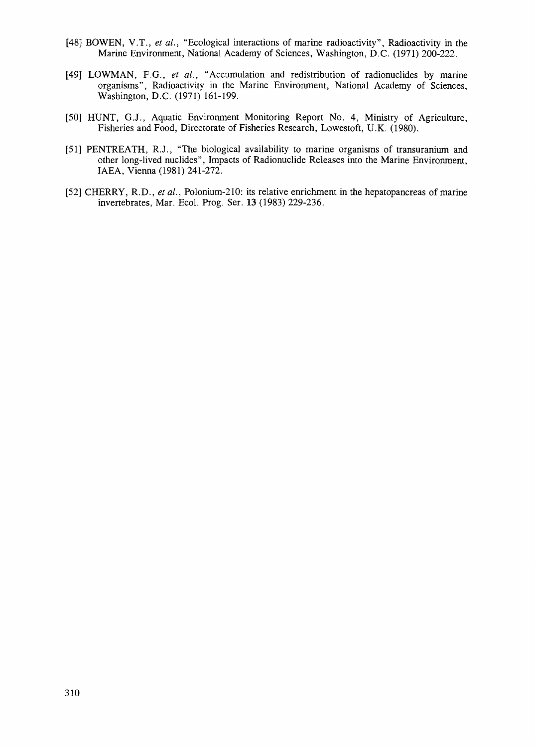[48] BOWEN, V.T., *et al.*, "Ecological interactions of marine radioactivity", Radioactivity in the Marine Environment, National Academy of Sciences, Washington, D.C. (1971) 200-222.

[49] LOWMAN, F.G., *et al.*, "Accumulation and redistribution of radionuclides by marine organisms", Radioactivity in the Marine Environment, National Academy of Sciences, Washington, D.C. (1971) 161-199.

[50] HUNT, G.J., Aquatic Environment Monitoring Report No. 4, Ministry of Agriculture, Fisheries and Food, Directorate of Fisheries Research, Lowestoft, U.K. (1980).

[51] PENTREATH, R.J., "The biological availability to marine organisms of transuranium and other long-lived nuclides", Impacts of Radionuclide Releases into the Marine Environment, IAEA, Vienna (1981) 241-272.

[52] CHERRY, R.D., *et al.*, Polonium-210: its relative enrichment in the hepatopancreas of marine invertebrates, Mar. Ecol. Prog. Ser. **13** (1983) 229-236.